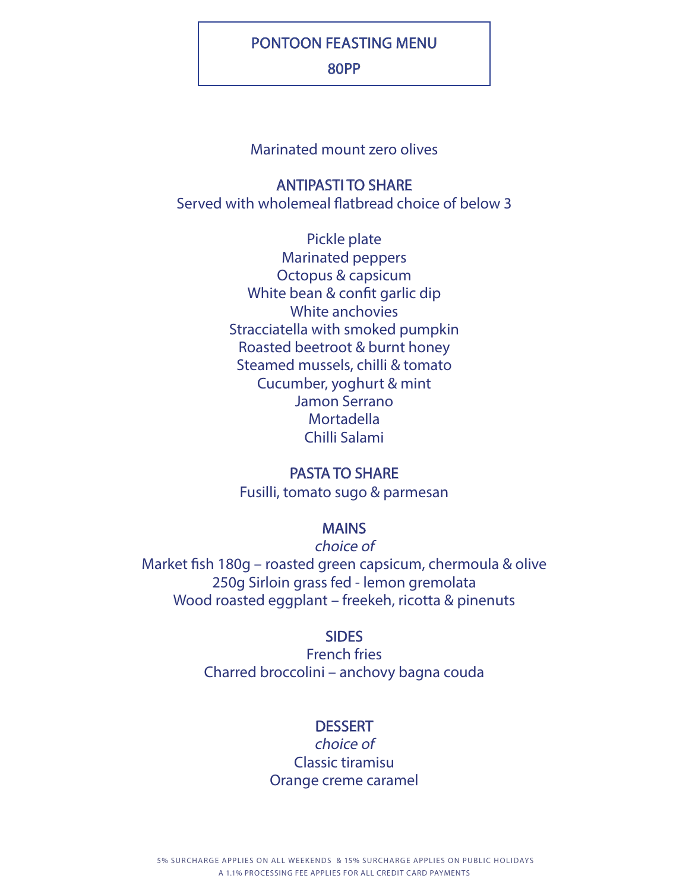# PONTOON FEASTING MENU

## 80PP

Marinated mount zero olives

## ANTIPASTI TO SHARE

Served with wholemeal flatbread choice of below 3

Pickle plate
Marinated peppers
Octopus & capsicum
White bean & confit garlic dip
White anchovies
Stracciatella with smoked pumpkin
Roasted beetroot & burnt honey
Steamed mussels, chilli & tomato
Cucumber, yoghurt & mint
Jamon Serrano
Mortadella
Chilli Salami

## PASTA TO SHARE

Fusilli, tomato sugo & parmesan

## MAINS

*choice of*

Market fish 180g – roasted green capsicum, chermoula & olive
250g Sirloin grass fed - lemon gremolata
Wood roasted eggplant – freekeh, ricotta & pinenuts

## SIDES

French fries
Charred broccolini – anchovy bagna couda

## DESSERT

*choice of*

Classic tiramisu
Orange creme caramel

5% SURCHARGE APPLIES ON ALL WEEKENDS & 15% SURCHARGE APPLIES ON PUBLIC HOLIDAYS
A 1.1% PROCESSING FEE APPLIES FOR ALL CREDIT CARD PAYMENTS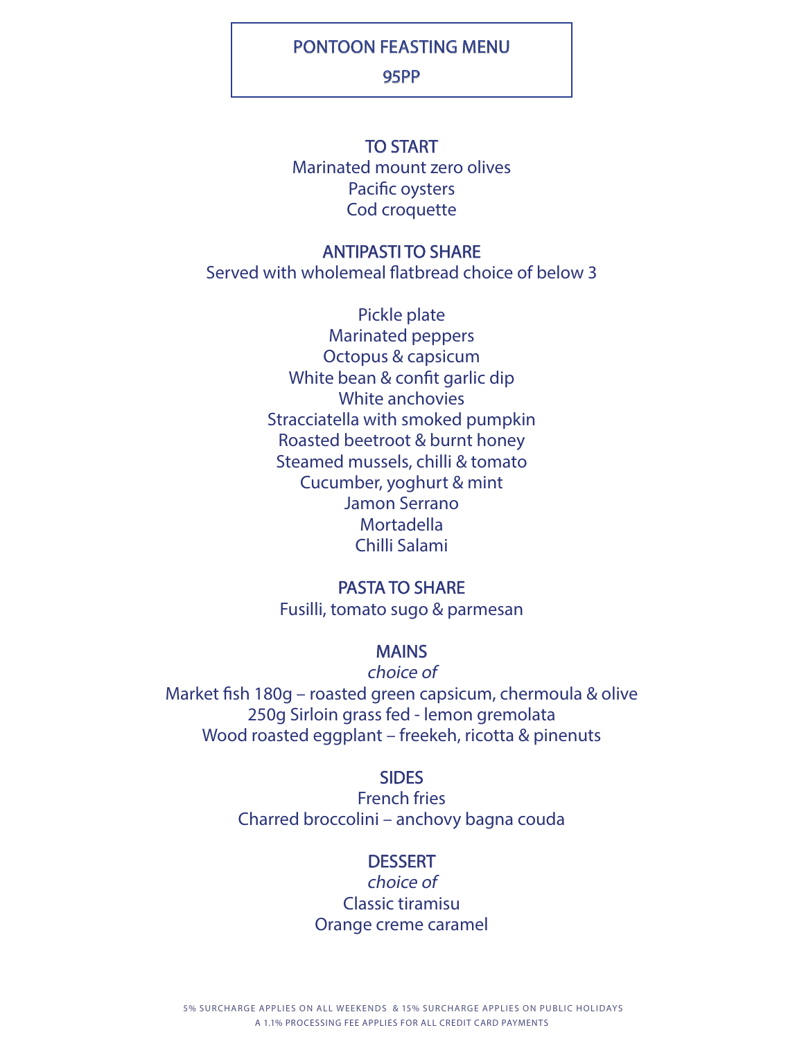# PONTOON FEASTING MENU

95PP

## TO START

Marinated mount zero olives
Pacific oysters
Cod croquette

## ANTIPASTI TO SHARE

Served with wholemeal flatbread choice of below 3

Pickle plate
Marinated peppers
Octopus & capsicum
White bean & confit garlic dip
White anchovies
Stracciatella with smoked pumpkin
Roasted beetroot & burnt honey
Steamed mussels, chilli & tomato
Cucumber, yoghurt & mint
Jamon Serrano
Mortadella
Chilli Salami

## PASTA TO SHARE

Fusilli, tomato sugo & parmesan

## MAINS

*choice of*

Market fish 180g – roasted green capsicum, chermoula & olive
250g Sirloin grass fed - lemon gremolata
Wood roasted eggplant – freekeh, ricotta & pinenuts

## SIDES

French fries
Charred broccolini – anchovy bagna couda

## DESSERT

*choice of*

Classic tiramisu
Orange creme caramel

5% SURCHARGE APPLIES ON ALL WEEKENDS & 15% SURCHARGE APPLIES ON PUBLIC HOLIDAYS
A 1.1% PROCESSING FEE APPLIES FOR ALL CREDIT CARD PAYMENTS